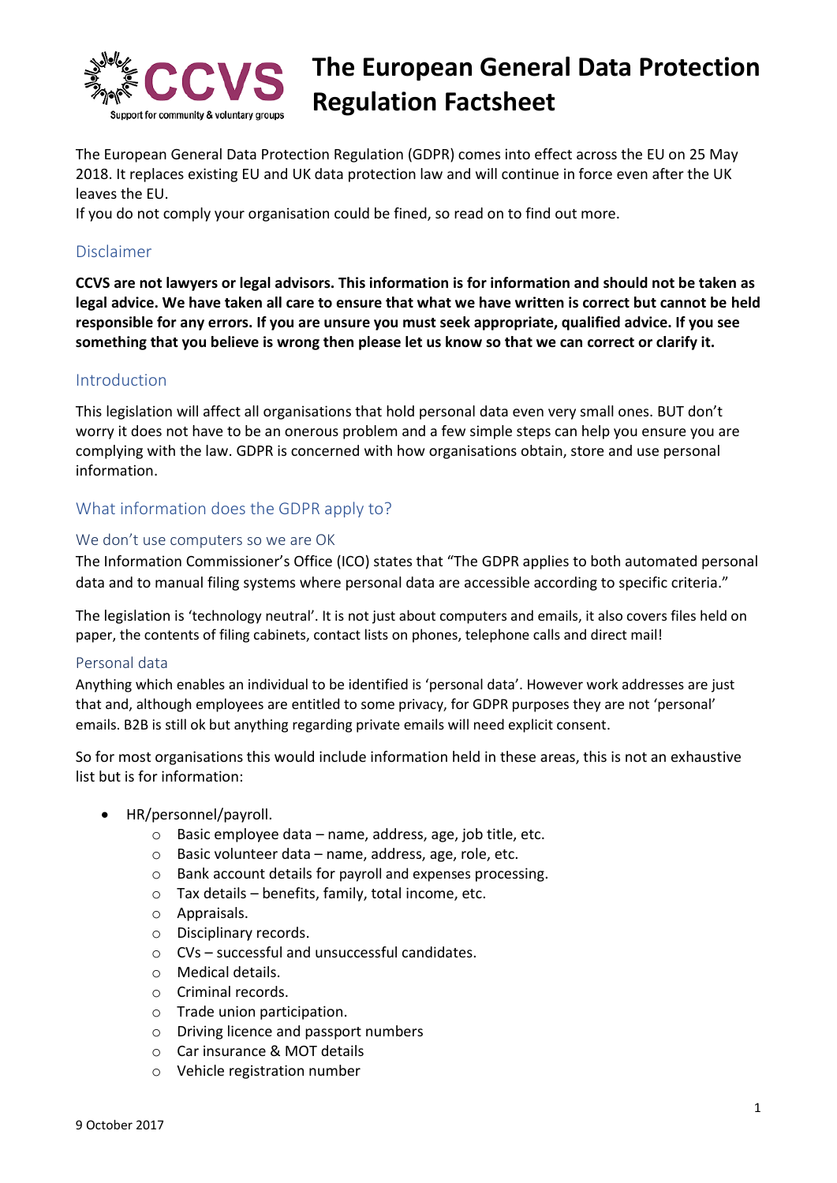# The European General Data Protection Regulation Factsheet

The European General Data Protection Regulation (GDPR) comes into effect across the EU on 25 May 2018. It replaces existing EU and UK data protection law and will continue in force even after the UK leaves the EU.
If you do not comply your organisation could be fined, so read on to find out more.

## Disclaimer

**CCVS are not lawyers or legal advisors. This information is for information and should not be taken as legal advice. We have taken all care to ensure that what we have written is correct but cannot be held responsible for any errors. If you are unsure you must seek appropriate, qualified advice. If you see something that you believe is wrong then please let us know so that we can correct or clarify it.**

## Introduction

This legislation will affect all organisations that hold personal data even very small ones. BUT don't worry it does not have to be an onerous problem and a few simple steps can help you ensure you are complying with the law. GDPR is concerned with how organisations obtain, store and use personal information.

## What information does the GDPR apply to?

### We don't use computers so we are OK

The Information Commissioner's Office (ICO) states that "The GDPR applies to both automated personal data and to manual filing systems where personal data are accessible according to specific criteria."

The legislation is 'technology neutral'. It is not just about computers and emails, it also covers files held on paper, the contents of filing cabinets, contact lists on phones, telephone calls and direct mail!

### Personal data

Anything which enables an individual to be identified is 'personal data'. However work addresses are just that and, although employees are entitled to some privacy, for GDPR purposes they are not 'personal' emails. B2B is still ok but anything regarding private emails will need explicit consent.

So for most organisations this would include information held in these areas, this is not an exhaustive list but is for information:

- HR/personnel/payroll.
  - Basic employee data – name, address, age, job title, etc.
  - Basic volunteer data – name, address, age, role, etc.
  - Bank account details for payroll and expenses processing.
  - Tax details – benefits, family, total income, etc.
  - Appraisals.
  - Disciplinary records.
  - CVs – successful and unsuccessful candidates.
  - Medical details.
  - Criminal records.
  - Trade union participation.
  - Driving licence and passport numbers
  - Car insurance & MOT details
  - Vehicle registration number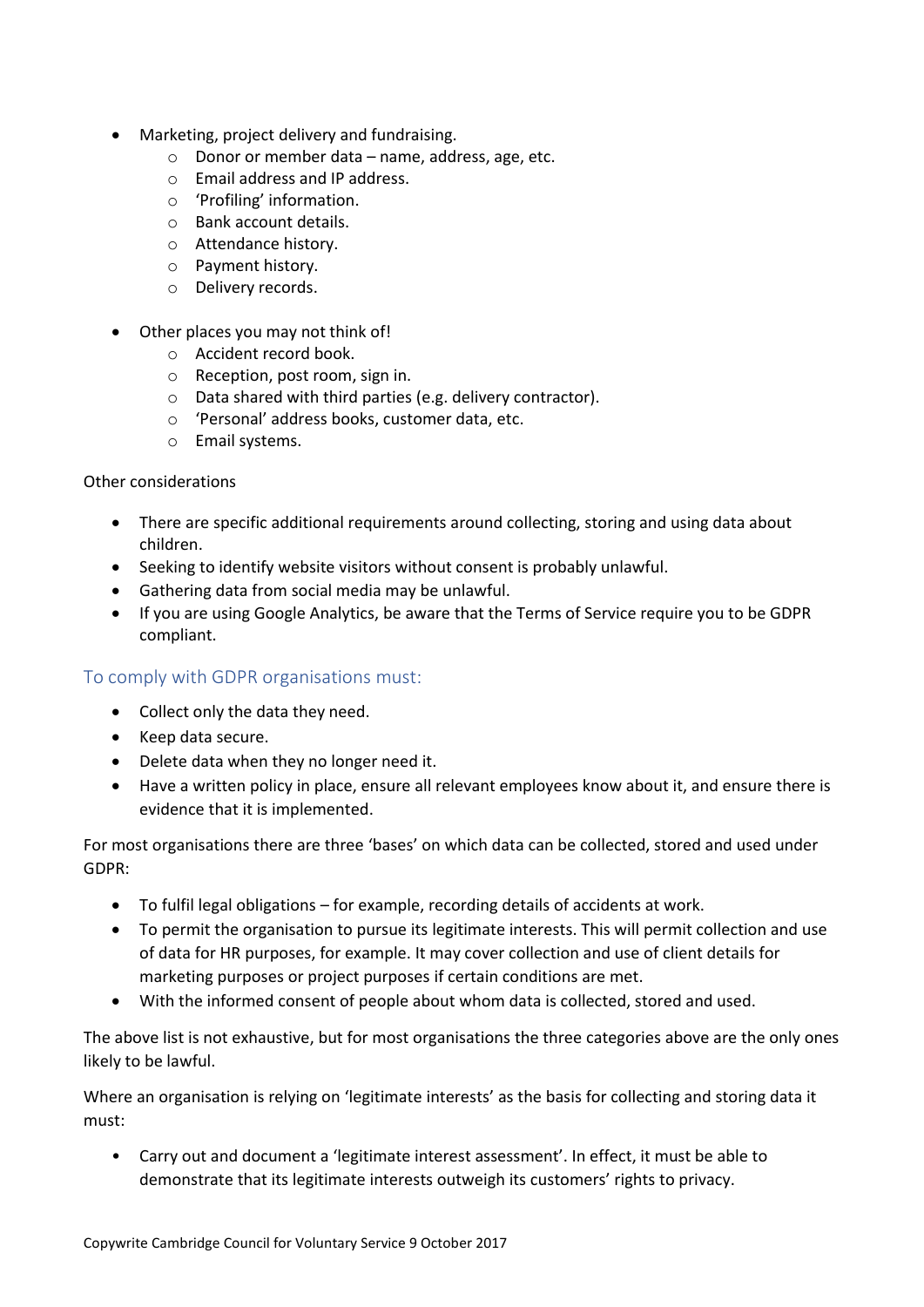- Marketing, project delivery and fundraising.
  - Donor or member data – name, address, age, etc.
  - Email address and IP address.
  - 'Profiling' information.
  - Bank account details.
  - Attendance history.
  - Payment history.
  - Delivery records.

- Other places you may not think of!
  - Accident record book.
  - Reception, post room, sign in.
  - Data shared with third parties (e.g. delivery contractor).
  - 'Personal' address books, customer data, etc.
  - Email systems.

Other considerations

- There are specific additional requirements around collecting, storing and using data about children.
- Seeking to identify website visitors without consent is probably unlawful.
- Gathering data from social media may be unlawful.
- If you are using Google Analytics, be aware that the Terms of Service require you to be GDPR compliant.

## To comply with GDPR organisations must:

- Collect only the data they need.
- Keep data secure.
- Delete data when they no longer need it.
- Have a written policy in place, ensure all relevant employees know about it, and ensure there is evidence that it is implemented.

For most organisations there are three 'bases' on which data can be collected, stored and used under GDPR:

- To fulfil legal obligations – for example, recording details of accidents at work.
- To permit the organisation to pursue its legitimate interests. This will permit collection and use of data for HR purposes, for example. It may cover collection and use of client details for marketing purposes or project purposes if certain conditions are met.
- With the informed consent of people about whom data is collected, stored and used.

The above list is not exhaustive, but for most organisations the three categories above are the only ones likely to be lawful.

Where an organisation is relying on 'legitimate interests' as the basis for collecting and storing data it must:

- Carry out and document a 'legitimate interest assessment'. In effect, it must be able to demonstrate that its legitimate interests outweigh its customers' rights to privacy.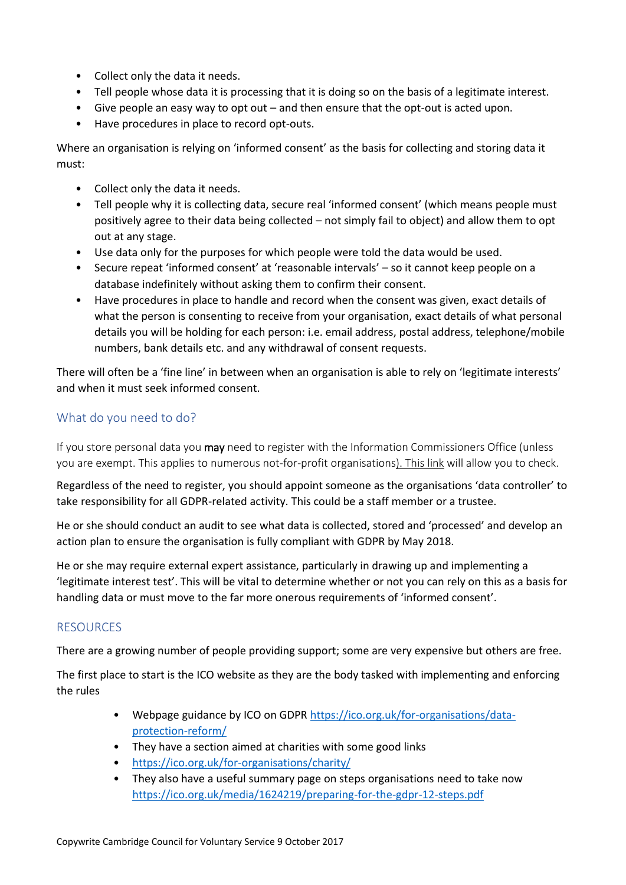- Collect only the data it needs.
- Tell people whose data it is processing that it is doing so on the basis of a legitimate interest.
- Give people an easy way to opt out – and then ensure that the opt-out is acted upon.
- Have procedures in place to record opt-outs.

Where an organisation is relying on 'informed consent' as the basis for collecting and storing data it must:

- Collect only the data it needs.
- Tell people why it is collecting data, secure real 'informed consent' (which means people must positively agree to their data being collected – not simply fail to object) and allow them to opt out at any stage.
- Use data only for the purposes for which people were told the data would be used.
- Secure repeat 'informed consent' at 'reasonable intervals' – so it cannot keep people on a database indefinitely without asking them to confirm their consent.
- Have procedures in place to handle and record when the consent was given, exact details of what the person is consenting to receive from your organisation, exact details of what personal details you will be holding for each person: i.e. email address, postal address, telephone/mobile numbers, bank details etc. and any withdrawal of consent requests.

There will often be a 'fine line' in between when an organisation is able to rely on 'legitimate interests' and when it must seek informed consent.

## What do you need to do?

If you store personal data you **may** need to register with the Information Commissioners Office (unless you are exempt. This applies to numerous not-for-profit organisations). This link will allow you to check.

Regardless of the need to register, you should appoint someone as the organisations 'data controller' to take responsibility for all GDPR-related activity. This could be a staff member or a trustee.

He or she should conduct an audit to see what data is collected, stored and 'processed' and develop an action plan to ensure the organisation is fully compliant with GDPR by May 2018.

He or she may require external expert assistance, particularly in drawing up and implementing a 'legitimate interest test'. This will be vital to determine whether or not you can rely on this as a basis for handling data or must move to the far more onerous requirements of 'informed consent'.

## RESOURCES

There are a growing number of people providing support; some are very expensive but others are free.

The first place to start is the ICO website as they are the body tasked with implementing and enforcing the rules

- Webpage guidance by ICO on GDPR https://ico.org.uk/for-organisations/data-protection-reform/
- They have a section aimed at charities with some good links
- https://ico.org.uk/for-organisations/charity/
- They also have a useful summary page on steps organisations need to take now https://ico.org.uk/media/1624219/preparing-for-the-gdpr-12-steps.pdf

Copywrite Cambridge Council for Voluntary Service 9 October 2017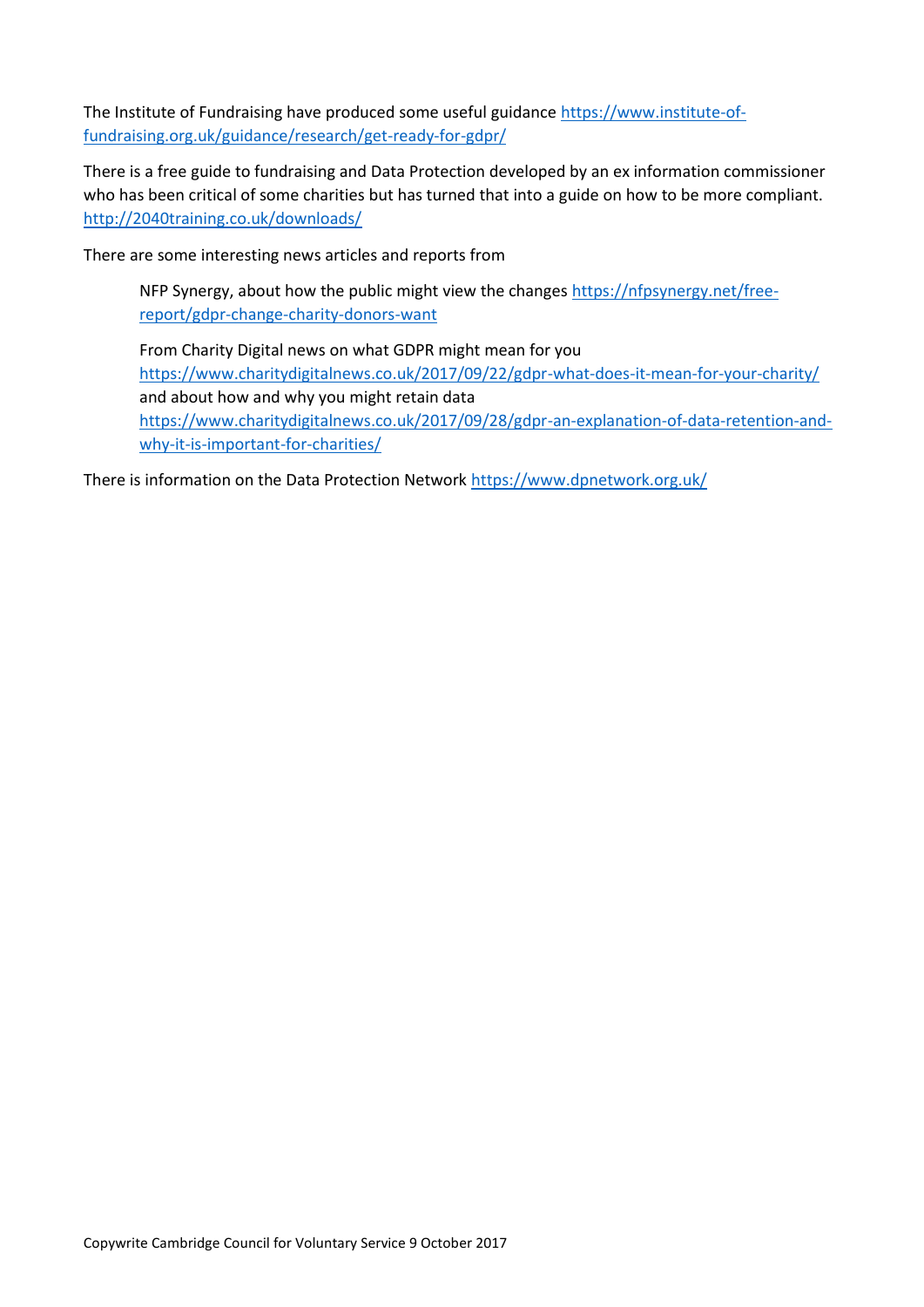The Institute of Fundraising have produced some useful guidance https://www.institute-of-fundraising.org.uk/guidance/research/get-ready-for-gdpr/

There is a free guide to fundraising and Data Protection developed by an ex information commissioner who has been critical of some charities but has turned that into a guide on how to be more compliant. http://2040training.co.uk/downloads/

There are some interesting news articles and reports from

> NFP Synergy, about how the public might view the changes https://nfpsynergy.net/free-report/gdpr-change-charity-donors-want
>
> From Charity Digital news on what GDPR might mean for you https://www.charitydigitalnews.co.uk/2017/09/22/gdpr-what-does-it-mean-for-your-charity/ and about how and why you might retain data https://www.charitydigitalnews.co.uk/2017/09/28/gdpr-an-explanation-of-data-retention-and-why-it-is-important-for-charities/

There is information on the Data Protection Network https://www.dpnetwork.org.uk/

Copywrite Cambridge Council for Voluntary Service 9 October 2017